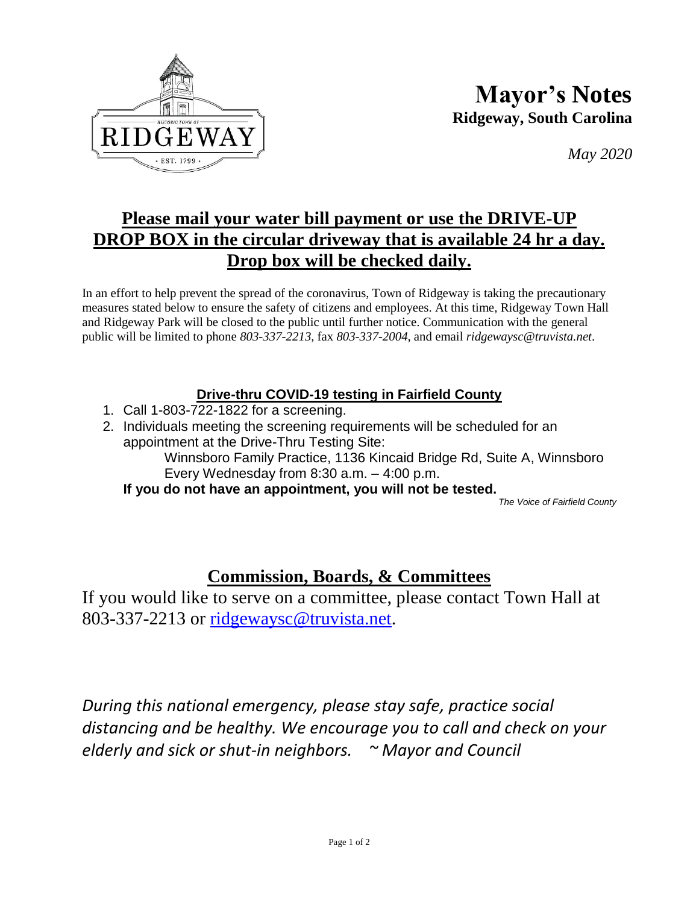# Mayor's Notes

**Ridgeway, South Carolina**

*May 2020*

## Please mail your water bill payment or use the DRIVE-UP DROP BOX in the circular driveway that is available 24 hr a day. Drop box will be checked daily.

In an effort to help prevent the spread of the coronavirus, Town of Ridgeway is taking the precautionary measures stated below to ensure the safety of citizens and employees. At this time, Ridgeway Town Hall and Ridgeway Park will be closed to the public until further notice. Communication with the general public will be limited to phone *803-337-2213*, fax *803-337-2004*, and email *ridgewaysc@truvista.net*.

### Drive-thru COVID-19 testing in Fairfield County

1. Call 1-803-722-1822 for a screening.
2. Individuals meeting the screening requirements will be scheduled for an appointment at the Drive-Thru Testing Site:
   Winnsboro Family Practice, 1136 Kincaid Bridge Rd, Suite A, Winnsboro
   Every Wednesday from 8:30 a.m. – 4:00 p.m.

   **If you do not have an appointment, you will not be tested.**

*The Voice of Fairfield County*

## Commission, Boards, & Committees

If you would like to serve on a committee, please contact Town Hall at 803-337-2213 or ridgewaysc@truvista.net.

*During this national emergency, please stay safe, practice social distancing and be healthy. We encourage you to call and check on your elderly and sick or shut-in neighbors. ~ Mayor and Council*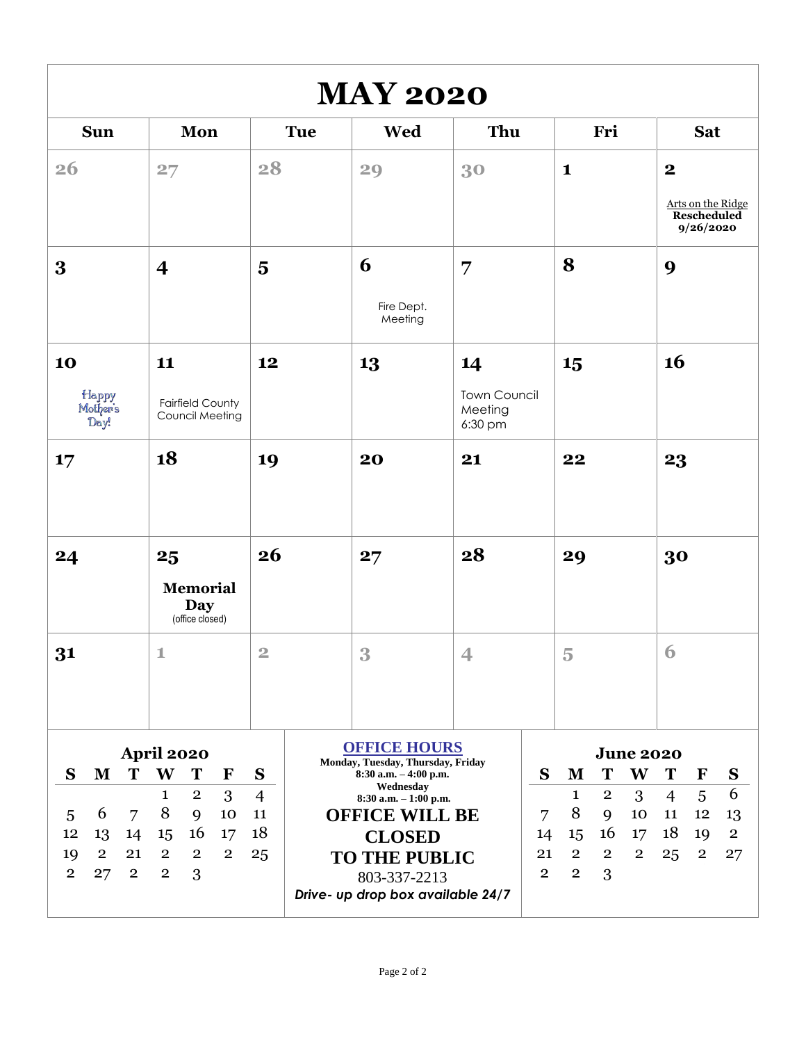# MAY 2020

| Sun | Mon | Tue | Wed | Thu | Fri | Sat |
|---|---|---|---|---|---|---|
| 26 | 27 | 28 | 29 | 30 | 1 | 2<br>Arts on the Ridge<br>**Rescheduled 9/26/2020** |
| 3 | 4 | 5 | 6<br>Fire Dept. Meeting | 7 | 8 | 9 |
| 10<br>Happy Mother's Day! | 11<br>Fairfield County Council Meeting | 12 | 13 | 14<br>Town Council Meeting 6:30 pm | 15 | 16 |
| 17 | 18 | 19 | 20 | 21 | 22 | 23 |
| 24 | 25<br>**Memorial Day**<br>(office closed) | 26 | 27 | 28 | 29 | 30 |
| 31 | 1 | 2 | 3 | 4 | 5 | 6 |

### April 2020

| S | M | T | W | T | F | S |
|---|---|---|---|---|---|---|
| | | | 1 | 2 | 3 | 4 |
| 5 | 6 | 7 | 8 | 9 | 10 | 11 |
| 12 | 13 | 14 | 15 | 16 | 17 | 18 |
| 19 | 2 | 21 | 2 | 2 | 2 | 25 |
| 2 | 27 | 2 | 2 | 3 | | |

### OFFICE HOURS

**Monday, Tuesday, Thursday, Friday**
**8:30 a.m. – 4:00 p.m.**
**Wednesday**
**8:30 a.m. – 1:00 p.m.**

**OFFICE WILL BE CLOSED TO THE PUBLIC**

803-337-2213

***Drive- up drop box available 24/7***

### June 2020

| S | M | T | W | T | F | S |
|---|---|---|---|---|---|---|
| | 1 | 2 | 3 | 4 | 5 | 6 |
| 7 | 8 | 9 | 10 | 11 | 12 | 13 |
| 14 | 15 | 16 | 17 | 18 | 19 | 2 |
| 21 | 2 | 2 | 2 | 25 | 2 | 27 |
| 2 | 2 | 3 | | | | |